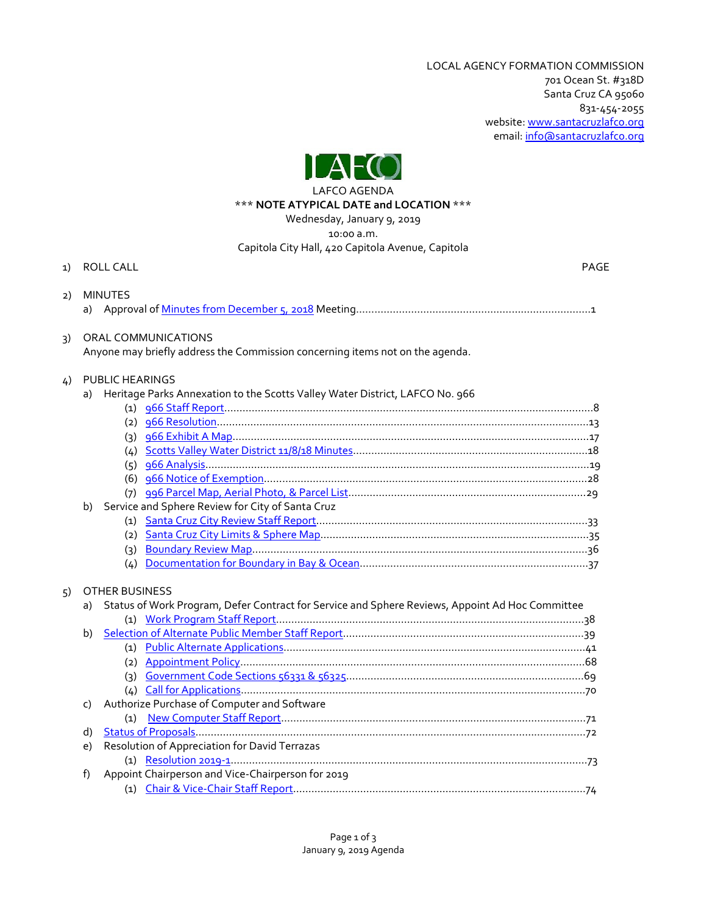LOCAL AGENCY FORMATION COMMISSION
701 Ocean St. #318D
Santa Cruz CA 95060
831-454-2055
website: www.santacruzlafco.org
email: info@santacruzlafco.org

LAFCO AGENDA

*** **NOTE ATYPICAL DATE and LOCATION** ***

Wednesday, January 9, 2019
10:00 a.m.
Capitola City Hall, 420 Capitola Avenue, Capitola

PAGE

1) ROLL CALL

2) MINUTES
   a) Approval of Minutes from December 5, 2018 Meeting....................1

3) ORAL COMMUNICATIONS
   Anyone may briefly address the Commission concerning items not on the agenda.

4) PUBLIC HEARINGS
   a) Heritage Parks Annexation to the Scotts Valley Water District, LAFCO No. 966
      (1) 966 Staff Report....................8
      (2) 966 Resolution....................13
      (3) 966 Exhibit A Map....................17
      (4) Scotts Valley Water District 11/8/18 Minutes....................18
      (5) 966 Analysis....................19
      (6) 966 Notice of Exemption....................28
      (7) 996 Parcel Map, Aerial Photo, & Parcel List....................29
   b) Service and Sphere Review for City of Santa Cruz
      (1) Santa Cruz City Review Staff Report....................33
      (2) Santa Cruz City Limits & Sphere Map....................35
      (3) Boundary Review Map....................36
      (4) Documentation for Boundary in Bay & Ocean....................37

5) OTHER BUSINESS
   a) Status of Work Program, Defer Contract for Service and Sphere Reviews, Appoint Ad Hoc Committee
      (1) Work Program Staff Report....................38
   b) Selection of Alternate Public Member Staff Report....................39
      (1) Public Alternate Applications....................41
      (2) Appointment Policy....................68
      (3) Government Code Sections 56331 & 56325....................69
      (4) Call for Applications....................70
   c) Authorize Purchase of Computer and Software
      (1) New Computer Staff Report....................71
   d) Status of Proposals....................72
   e) Resolution of Appreciation for David Terrazas
      (1) Resolution 2019-1....................73
   f) Appoint Chairperson and Vice-Chairperson for 2019
      (1) Chair & Vice-Chair Staff Report....................74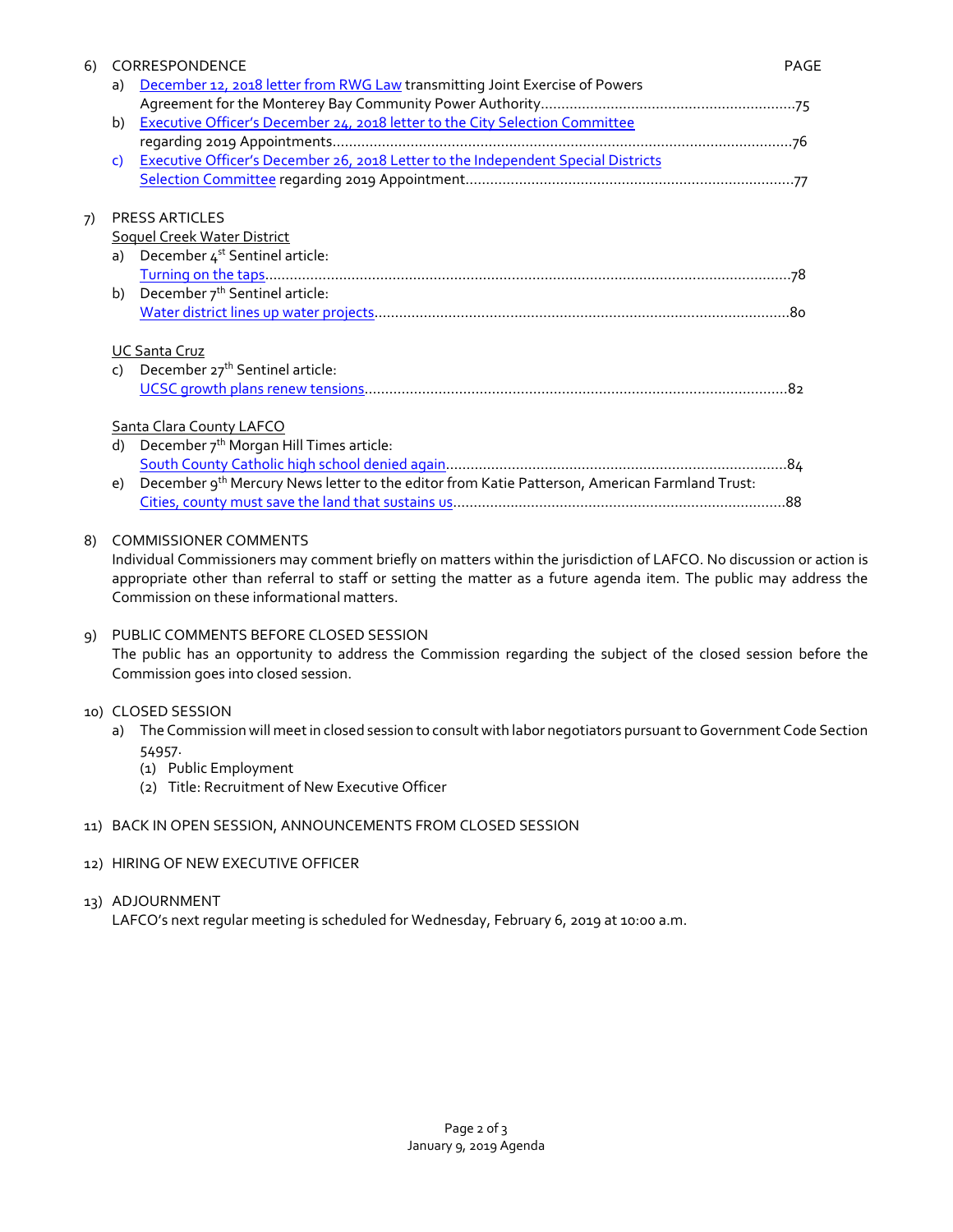6) CORRESPONDENCE PAGE
   a) December 12, 2018 letter from RWG Law transmitting Joint Exercise of Powers Agreement for the Monterey Bay Community Power Authority.............................................................75
   b) Executive Officer's December 24, 2018 letter to the City Selection Committee regarding 2019 Appointments...............................................................................................................76
   c) Executive Officer's December 26, 2018 Letter to the Independent Special Districts Selection Committee regarding 2019 Appointment.................................................................................77

7) PRESS ARTICLES

   Soquel Creek Water District

   a) December 4st Sentinel article:
      Turning on the taps..............................................................................................................................78
   b) December 7th Sentinel article:
      Water district lines up water projects...................................................................................................80

   UC Santa Cruz

   c) December 27th Sentinel article:
      UCSC growth plans renew tensions......................................................................................................82

   Santa Clara County LAFCO

   d) December 7th Morgan Hill Times article:
      South County Catholic high school denied again..................................................................................84
   e) December 9th Mercury News letter to the editor from Katie Patterson, American Farmland Trust:
      Cities, county must save the land that sustains us.................................................................................88

8) COMMISSIONER COMMENTS

   Individual Commissioners may comment briefly on matters within the jurisdiction of LAFCO. No discussion or action is appropriate other than referral to staff or setting the matter as a future agenda item. The public may address the Commission on these informational matters.

9) PUBLIC COMMENTS BEFORE CLOSED SESSION

   The public has an opportunity to address the Commission regarding the subject of the closed session before the Commission goes into closed session.

10) CLOSED SESSION
   a) The Commission will meet in closed session to consult with labor negotiators pursuant to Government Code Section 54957.
      (1) Public Employment
      (2) Title: Recruitment of New Executive Officer

11) BACK IN OPEN SESSION, ANNOUNCEMENTS FROM CLOSED SESSION

12) HIRING OF NEW EXECUTIVE OFFICER

13) ADJOURNMENT

   LAFCO's next regular meeting is scheduled for Wednesday, February 6, 2019 at 10:00 a.m.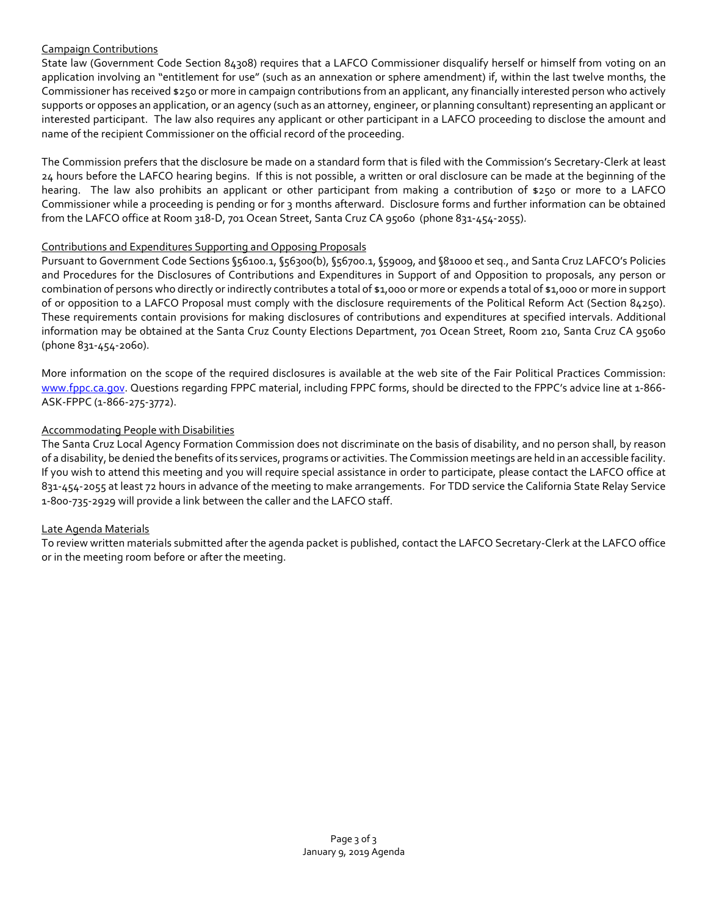Campaign Contributions

State law (Government Code Section 84308) requires that a LAFCO Commissioner disqualify herself or himself from voting on an application involving an "entitlement for use" (such as an annexation or sphere amendment) if, within the last twelve months, the Commissioner has received $250 or more in campaign contributions from an applicant, any financially interested person who actively supports or opposes an application, or an agency (such as an attorney, engineer, or planning consultant) representing an applicant or interested participant. The law also requires any applicant or other participant in a LAFCO proceeding to disclose the amount and name of the recipient Commissioner on the official record of the proceeding.

The Commission prefers that the disclosure be made on a standard form that is filed with the Commission's Secretary-Clerk at least 24 hours before the LAFCO hearing begins. If this is not possible, a written or oral disclosure can be made at the beginning of the hearing. The law also prohibits an applicant or other participant from making a contribution of $250 or more to a LAFCO Commissioner while a proceeding is pending or for 3 months afterward. Disclosure forms and further information can be obtained from the LAFCO office at Room 318-D, 701 Ocean Street, Santa Cruz CA 95060 (phone 831-454-2055).

Contributions and Expenditures Supporting and Opposing Proposals

Pursuant to Government Code Sections §56100.1, §56300(b), §56700.1, §59009, and §81000 et seq., and Santa Cruz LAFCO's Policies and Procedures for the Disclosures of Contributions and Expenditures in Support of and Opposition to proposals, any person or combination of persons who directly or indirectly contributes a total of $1,000 or more or expends a total of $1,000 or more in support of or opposition to a LAFCO Proposal must comply with the disclosure requirements of the Political Reform Act (Section 84250). These requirements contain provisions for making disclosures of contributions and expenditures at specified intervals. Additional information may be obtained at the Santa Cruz County Elections Department, 701 Ocean Street, Room 210, Santa Cruz CA 95060 (phone 831-454-2060).

More information on the scope of the required disclosures is available at the web site of the Fair Political Practices Commission: www.fppc.ca.gov. Questions regarding FPPC material, including FPPC forms, should be directed to the FPPC's advice line at 1-866-ASK-FPPC (1-866-275-3772).

Accommodating People with Disabilities

The Santa Cruz Local Agency Formation Commission does not discriminate on the basis of disability, and no person shall, by reason of a disability, be denied the benefits of its services, programs or activities. The Commission meetings are held in an accessible facility. If you wish to attend this meeting and you will require special assistance in order to participate, please contact the LAFCO office at 831-454-2055 at least 72 hours in advance of the meeting to make arrangements. For TDD service the California State Relay Service 1-800-735-2929 will provide a link between the caller and the LAFCO staff.

Late Agenda Materials

To review written materials submitted after the agenda packet is published, contact the LAFCO Secretary-Clerk at the LAFCO office or in the meeting room before or after the meeting.